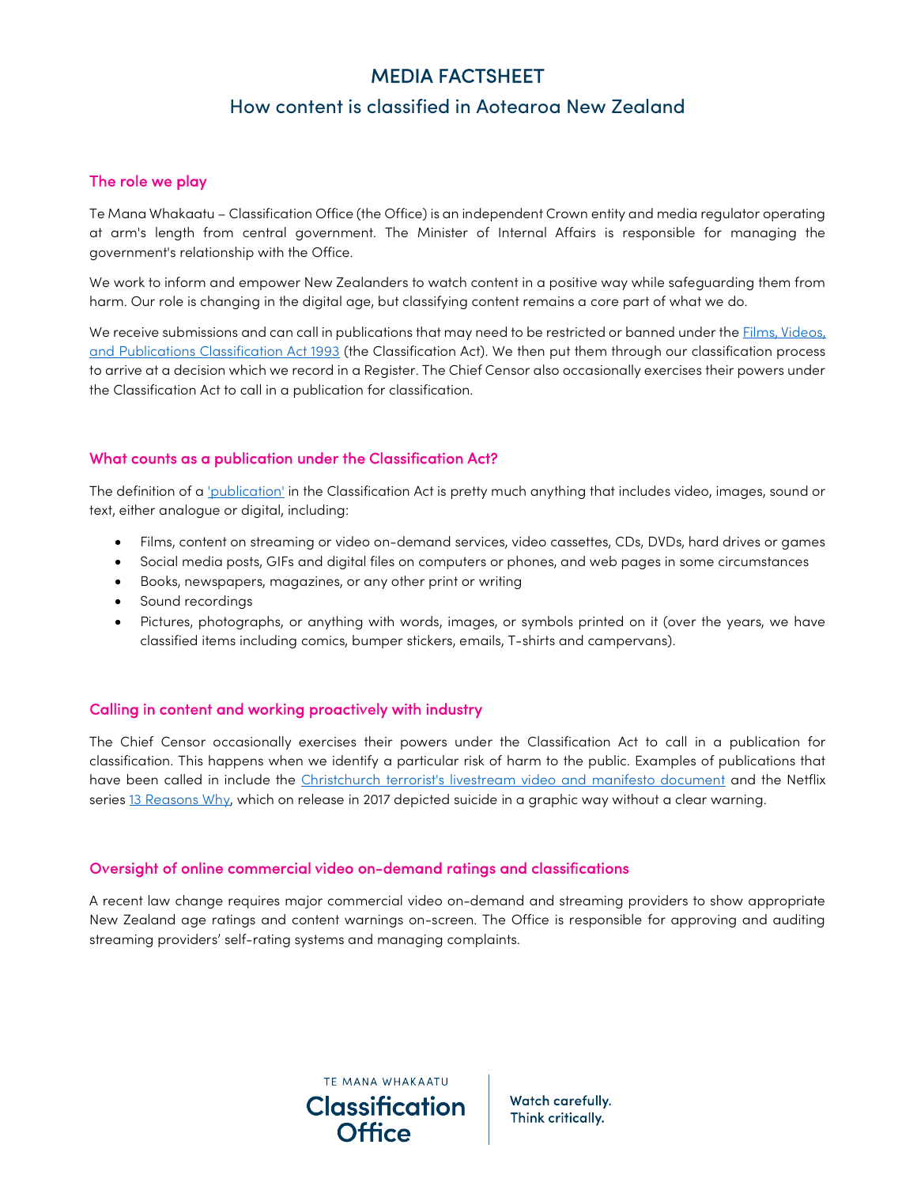# MEDIA FACTSHEET

## How content is classified in Aotearoa New Zealand

### The role we play

Te Mana Whakaatu – Classification Office (the Office) is an independent Crown entity and media regulator operating at arm's length from central government. The Minister of Internal Affairs is responsible for managing the government's relationship with the Office.

We work to inform and empower New Zealanders to watch content in a positive way while safeguarding them from harm. Our role is changing in the digital age, but classifying content remains a core part of what we do.

We receive submissions and can call in publications that may need to be restricted or banned under the Films, Videos, and Publications Classification Act 1993 (the Classification Act). We then put them through our classification process to arrive at a decision which we record in a Register. The Chief Censor also occasionally exercises their powers under the Classification Act to call in a publication for classification.

### What counts as a publication under the Classification Act?

The definition of a 'publication' in the Classification Act is pretty much anything that includes video, images, sound or text, either analogue or digital, including:

- Films, content on streaming or video on-demand services, video cassettes, CDs, DVDs, hard drives or games
- Social media posts, GIFs and digital files on computers or phones, and web pages in some circumstances
- Books, newspapers, magazines, or any other print or writing
- Sound recordings
- Pictures, photographs, or anything with words, images, or symbols printed on it (over the years, we have classified items including comics, bumper stickers, emails, T-shirts and campervans).

### Calling in content and working proactively with industry

The Chief Censor occasionally exercises their powers under the Classification Act to call in a publication for classification. This happens when we identify a particular risk of harm to the public. Examples of publications that have been called in include the Christchurch terrorist's livestream video and manifesto document and the Netflix series 13 Reasons Why, which on release in 2017 depicted suicide in a graphic way without a clear warning.

### Oversight of online commercial video on-demand ratings and classifications

A recent law change requires major commercial video on-demand and streaming providers to show appropriate New Zealand age ratings and content warnings on-screen. The Office is responsible for approving and auditing streaming providers' self-rating systems and managing complaints.

TE MANA WHAKAATU Classification Office | Watch carefully. Think critically.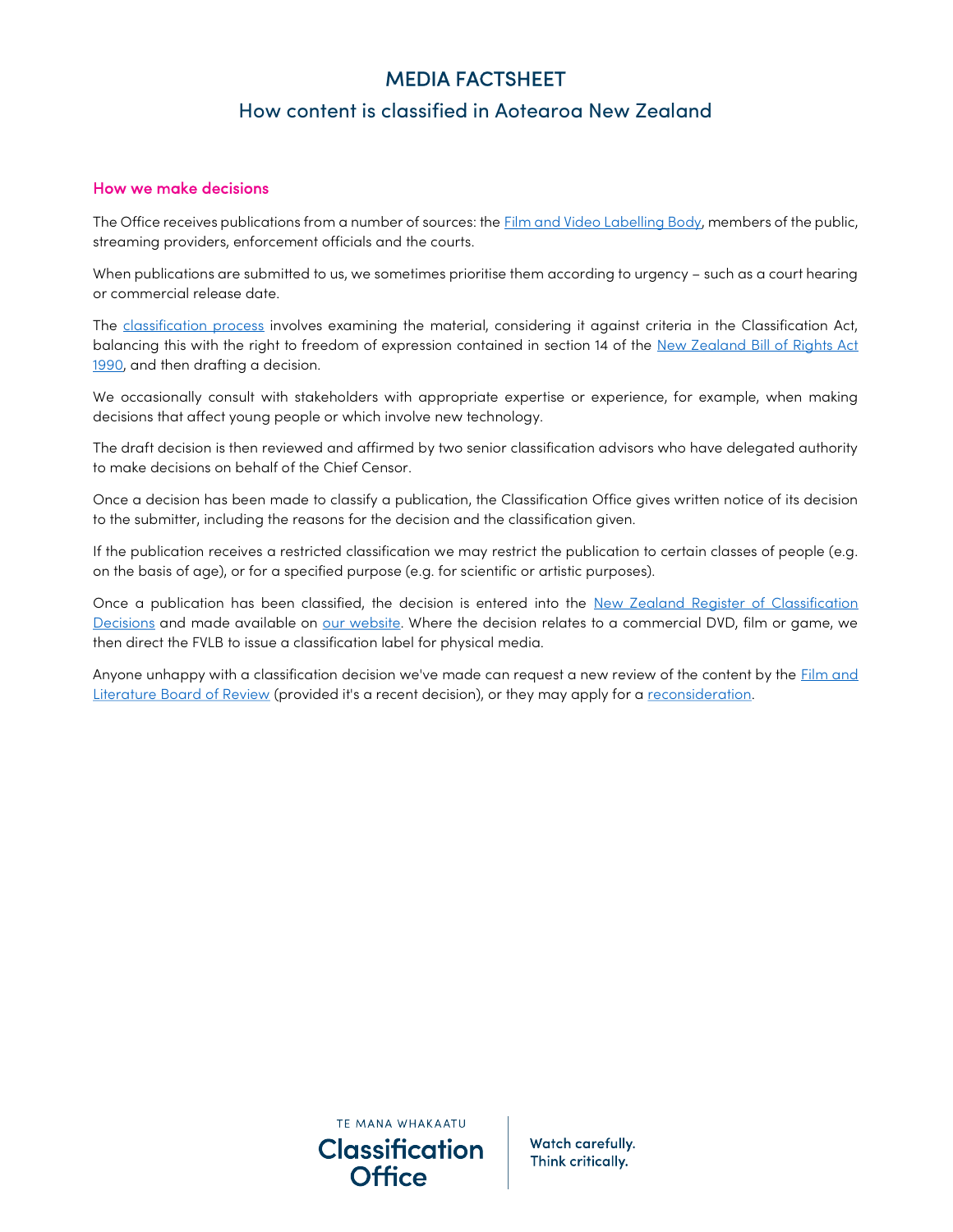# MEDIA FACTSHEET

## How content is classified in Aotearoa New Zealand

### How we make decisions

The Office receives publications from a number of sources: the Film and Video Labelling Body, members of the public, streaming providers, enforcement officials and the courts.

When publications are submitted to us, we sometimes prioritise them according to urgency – such as a court hearing or commercial release date.

The classification process involves examining the material, considering it against criteria in the Classification Act, balancing this with the right to freedom of expression contained in section 14 of the New Zealand Bill of Rights Act 1990, and then drafting a decision.

We occasionally consult with stakeholders with appropriate expertise or experience, for example, when making decisions that affect young people or which involve new technology.

The draft decision is then reviewed and affirmed by two senior classification advisors who have delegated authority to make decisions on behalf of the Chief Censor.

Once a decision has been made to classify a publication, the Classification Office gives written notice of its decision to the submitter, including the reasons for the decision and the classification given.

If the publication receives a restricted classification we may restrict the publication to certain classes of people (e.g. on the basis of age), or for a specified purpose (e.g. for scientific or artistic purposes).

Once a publication has been classified, the decision is entered into the New Zealand Register of Classification Decisions and made available on our website. Where the decision relates to a commercial DVD, film or game, we then direct the FVLB to issue a classification label for physical media.

Anyone unhappy with a classification decision we've made can request a new review of the content by the Film and Literature Board of Review (provided it's a recent decision), or they may apply for a reconsideration.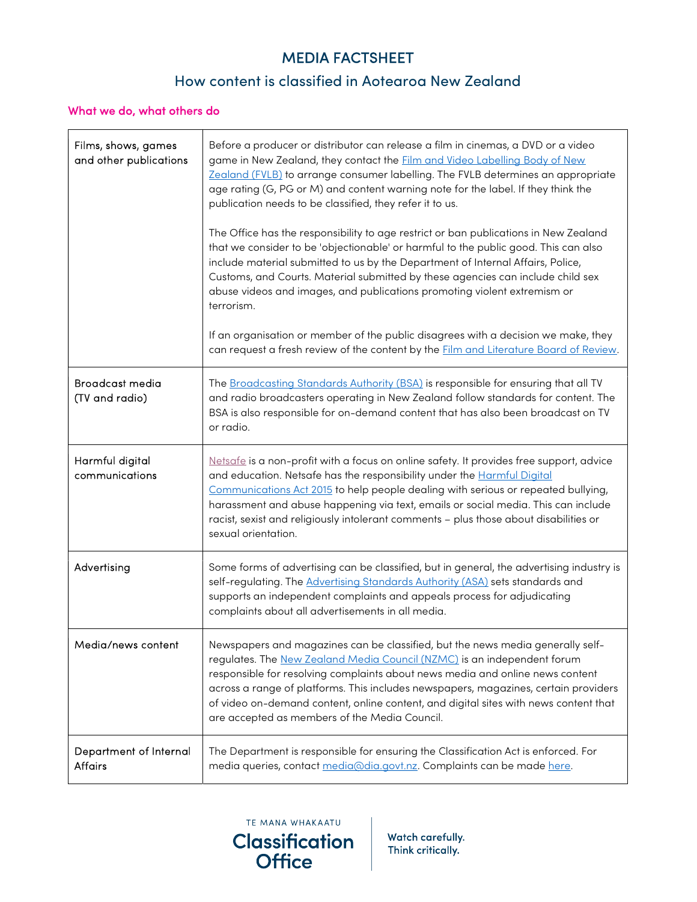# MEDIA FACTSHEET

## How content is classified in Aotearoa New Zealand

### What we do, what others do

| | |
|---|---|
| Films, shows, games and other publications | Before a producer or distributor can release a film in cinemas, a DVD or a video game in New Zealand, they contact the Film and Video Labelling Body of New Zealand (FVLB) to arrange consumer labelling. The FVLB determines an appropriate age rating (G, PG or M) and content warning note for the label. If they think the publication needs to be classified, they refer it to us.<br><br>The Office has the responsibility to age restrict or ban publications in New Zealand that we consider to be 'objectionable' or harmful to the public good. This can also include material submitted to us by the Department of Internal Affairs, Police, Customs, and Courts. Material submitted by these agencies can include child sex abuse videos and images, and publications promoting violent extremism or terrorism.<br><br>If an organisation or member of the public disagrees with a decision we make, they can request a fresh review of the content by the Film and Literature Board of Review. |
| Broadcast media (TV and radio) | The Broadcasting Standards Authority (BSA) is responsible for ensuring that all TV and radio broadcasters operating in New Zealand follow standards for content. The BSA is also responsible for on-demand content that has also been broadcast on TV or radio. |
| Harmful digital communications | Netsafe is a non-profit with a focus on online safety. It provides free support, advice and education. Netsafe has the responsibility under the Harmful Digital Communications Act 2015 to help people dealing with serious or repeated bullying, harassment and abuse happening via text, emails or social media. This can include racist, sexist and religiously intolerant comments – plus those about disabilities or sexual orientation. |
| Advertising | Some forms of advertising can be classified, but in general, the advertising industry is self-regulating. The Advertising Standards Authority (ASA) sets standards and supports an independent complaints and appeals process for adjudicating complaints about all advertisements in all media. |
| Media/news content | Newspapers and magazines can be classified, but the news media generally self-regulates. The New Zealand Media Council (NZMC) is an independent forum responsible for resolving complaints about news media and online news content across a range of platforms. This includes newspapers, magazines, certain providers of video on-demand content, online content, and digital sites with news content that are accepted as members of the Media Council. |
| Department of Internal Affairs | The Department is responsible for ensuring the Classification Act is enforced. For media queries, contact media@dia.govt.nz. Complaints can be made here. |

TE MANA WHAKAATU
Classification Office

Watch carefully.
Think critically.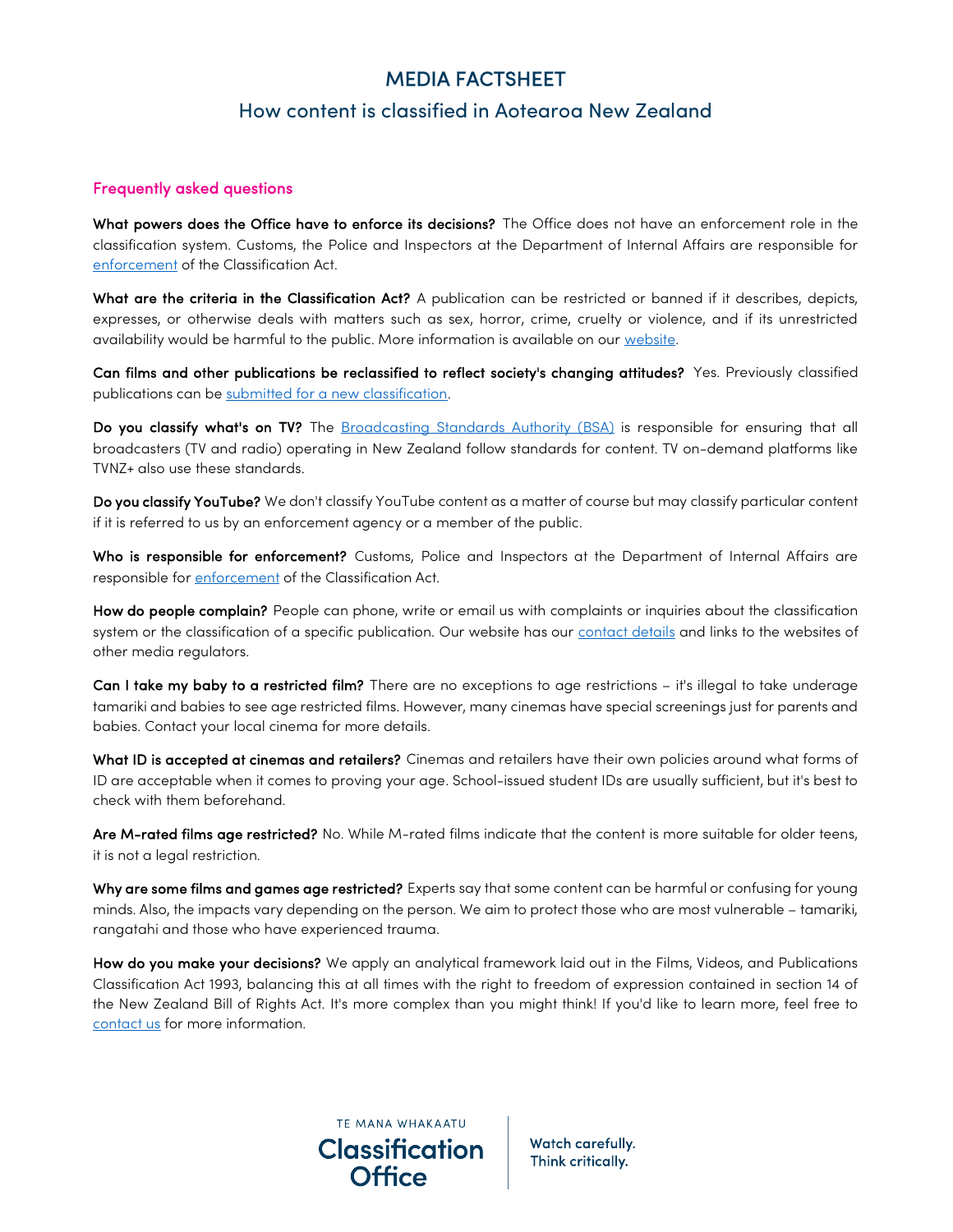# MEDIA FACTSHEET

## How content is classified in Aotearoa New Zealand

### Frequently asked questions

**What powers does the Office have to enforce its decisions?** The Office does not have an enforcement role in the classification system. Customs, the Police and Inspectors at the Department of Internal Affairs are responsible for enforcement of the Classification Act.

**What are the criteria in the Classification Act?** A publication can be restricted or banned if it describes, depicts, expresses, or otherwise deals with matters such as sex, horror, crime, cruelty or violence, and if its unrestricted availability would be harmful to the public. More information is available on our website.

**Can films and other publications be reclassified to reflect society's changing attitudes?** Yes. Previously classified publications can be submitted for a new classification.

**Do you classify what's on TV?** The Broadcasting Standards Authority (BSA) is responsible for ensuring that all broadcasters (TV and radio) operating in New Zealand follow standards for content. TV on-demand platforms like TVNZ+ also use these standards.

**Do you classify YouTube?** We don't classify YouTube content as a matter of course but may classify particular content if it is referred to us by an enforcement agency or a member of the public.

**Who is responsible for enforcement?** Customs, Police and Inspectors at the Department of Internal Affairs are responsible for enforcement of the Classification Act.

**How do people complain?** People can phone, write or email us with complaints or inquiries about the classification system or the classification of a specific publication. Our website has our contact details and links to the websites of other media regulators.

**Can I take my baby to a restricted film?** There are no exceptions to age restrictions – it's illegal to take underage tamariki and babies to see age restricted films. However, many cinemas have special screenings just for parents and babies. Contact your local cinema for more details.

**What ID is accepted at cinemas and retailers?** Cinemas and retailers have their own policies around what forms of ID are acceptable when it comes to proving your age. School-issued student IDs are usually sufficient, but it's best to check with them beforehand.

**Are M-rated films age restricted?** No. While M-rated films indicate that the content is more suitable for older teens, it is not a legal restriction.

**Why are some films and games age restricted?** Experts say that some content can be harmful or confusing for young minds. Also, the impacts vary depending on the person. We aim to protect those who are most vulnerable – tamariki, rangatahi and those who have experienced trauma.

**How do you make your decisions?** We apply an analytical framework laid out in the Films, Videos, and Publications Classification Act 1993, balancing this at all times with the right to freedom of expression contained in section 14 of the New Zealand Bill of Rights Act. It's more complex than you might think! If you'd like to learn more, feel free to contact us for more information.

TE MANA WHAKAATU
Classification Office

Watch carefully.
Think critically.